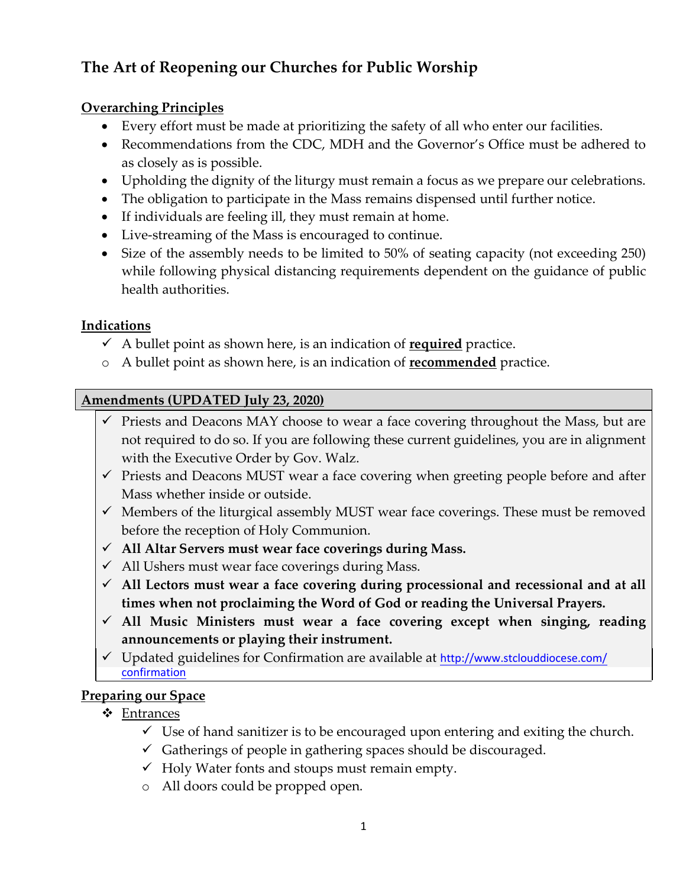# The Art of Reopening our Churches for Public Worship

## Overarching Principles

- Every effort must be made at prioritizing the safety of all who enter our facilities.
- Recommendations from the CDC, MDH and the Governor's Office must be adhered to as closely as is possible.
- Upholding the dignity of the liturgy must remain a focus as we prepare our celebrations.
- The obligation to participate in the Mass remains dispensed until further notice.
- If individuals are feeling ill, they must remain at home.
- Live-streaming of the Mass is encouraged to continue.
- Size of the assembly needs to be limited to 50% of seating capacity (not exceeding 250) while following physical distancing requirements dependent on the guidance of public health authorities.

## Indications

- ✓ A bullet point as shown here, is an indication of **required** practice.
- o A bullet point as shown here, is an indication of **recommended** practice.

## Amendments (UPDATED July 23, 2020)

- ✓ Priests and Deacons MAY choose to wear a face covering throughout the Mass, but are not required to do so. If you are following these current guidelines, you are in alignment with the Executive Order by Gov. Walz.
- ✓ Priests and Deacons MUST wear a face covering when greeting people before and after Mass whether inside or outside.
- ✓ Members of the liturgical assembly MUST wear face coverings. These must be removed before the reception of Holy Communion.
- ✓ **All Altar Servers must wear face coverings during Mass.**
- ✓ All Ushers must wear face coverings during Mass.
- ✓ **All Lectors must wear a face covering during processional and recessional and at all times when not proclaiming the Word of God or reading the Universal Prayers.**
- ✓ **All Music Ministers must wear a face covering except when singing, reading announcements or playing their instrument.**
- ✓ Updated guidelines for Confirmation are available at http://www.stclouddiocese.com/confirmation

## Preparing our Space

- ❖ Entrances
  - ✓ Use of hand sanitizer is to be encouraged upon entering and exiting the church.
  - ✓ Gatherings of people in gathering spaces should be discouraged.
  - ✓ Holy Water fonts and stoups must remain empty.
  - o All doors could be propped open.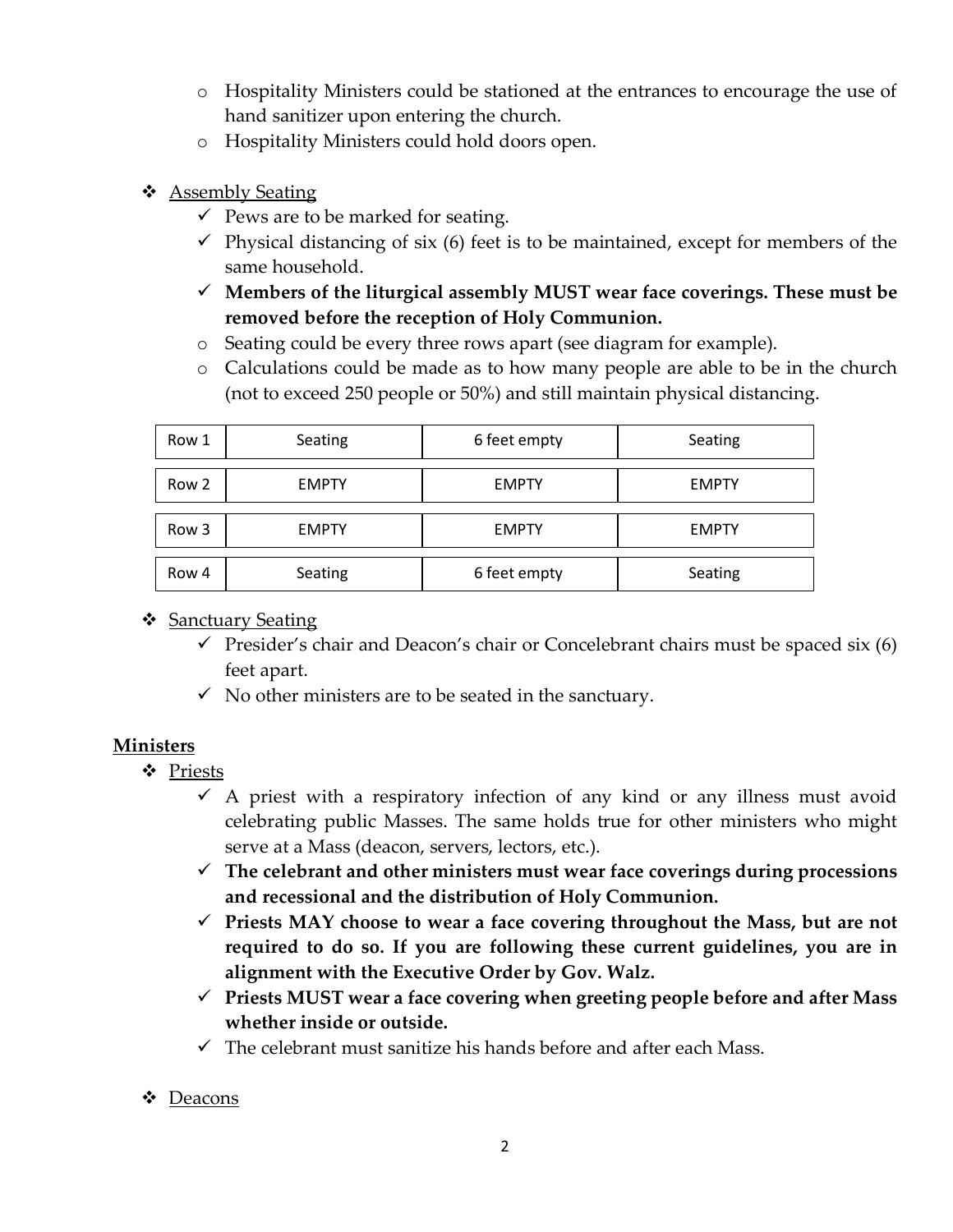- Hospitality Ministers could be stationed at the entrances to encourage the use of hand sanitizer upon entering the church.
- Hospitality Ministers could hold doors open.

❖ <u>Assembly Seating</u>

- ✓ Pews are to be marked for seating.
- ✓ Physical distancing of six (6) feet is to be maintained, except for members of the same household.
- ✓ **Members of the liturgical assembly MUST wear face coverings. These must be removed before the reception of Holy Communion.**
- Seating could be every three rows apart (see diagram for example).
- Calculations could be made as to how many people are able to be in the church (not to exceed 250 people or 50%) and still maintain physical distancing.

| Row 1 | Seating | 6 feet empty | Seating |
|---|---|---|---|
| Row 2 | EMPTY | EMPTY | EMPTY |
| Row 3 | EMPTY | EMPTY | EMPTY |
| Row 4 | Seating | 6 feet empty | Seating |

❖ <u>Sanctuary Seating</u>

- ✓ Presider's chair and Deacon's chair or Concelebrant chairs must be spaced six (6) feet apart.
- ✓ No other ministers are to be seated in the sanctuary.

## Ministers

❖ <u>Priests</u>

- ✓ A priest with a respiratory infection of any kind or any illness must avoid celebrating public Masses. The same holds true for other ministers who might serve at a Mass (deacon, servers, lectors, etc.).
- ✓ **The celebrant and other ministers must wear face coverings during processions and recessional and the distribution of Holy Communion.**
- ✓ **Priests MAY choose to wear a face covering throughout the Mass, but are not required to do so. If you are following these current guidelines, you are in alignment with the Executive Order by Gov. Walz.**
- ✓ **Priests MUST wear a face covering when greeting people before and after Mass whether inside or outside.**
- ✓ The celebrant must sanitize his hands before and after each Mass.

❖ <u>Deacons</u>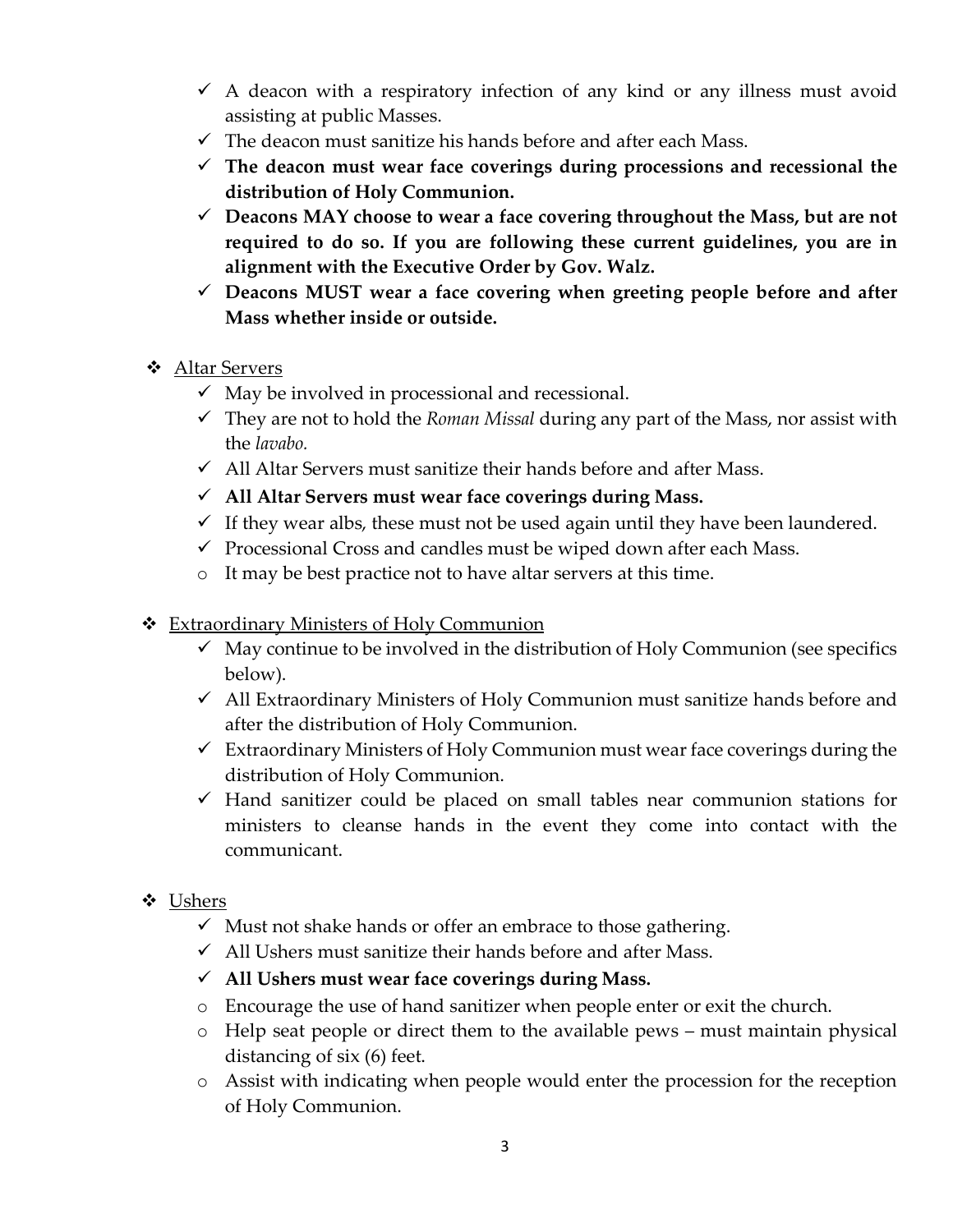- ✓ A deacon with a respiratory infection of any kind or any illness must avoid assisting at public Masses.
- ✓ The deacon must sanitize his hands before and after each Mass.
- ✓ **The deacon must wear face coverings during processions and recessional the distribution of Holy Communion.**
- ✓ **Deacons MAY choose to wear a face covering throughout the Mass, but are not required to do so. If you are following these current guidelines, you are in alignment with the Executive Order by Gov. Walz.**
- ✓ **Deacons MUST wear a face covering when greeting people before and after Mass whether inside or outside.**

❖ <u>Altar Servers</u>

- ✓ May be involved in processional and recessional.
- ✓ They are not to hold the *Roman Missal* during any part of the Mass, nor assist with the *lavabo.*
- ✓ All Altar Servers must sanitize their hands before and after Mass.
- ✓ **All Altar Servers must wear face coverings during Mass.**
- ✓ If they wear albs, these must not be used again until they have been laundered.
- ✓ Processional Cross and candles must be wiped down after each Mass.
- o It may be best practice not to have altar servers at this time.

❖ <u>Extraordinary Ministers of Holy Communion</u>

- ✓ May continue to be involved in the distribution of Holy Communion (see specifics below).
- ✓ All Extraordinary Ministers of Holy Communion must sanitize hands before and after the distribution of Holy Communion.
- ✓ Extraordinary Ministers of Holy Communion must wear face coverings during the distribution of Holy Communion.
- ✓ Hand sanitizer could be placed on small tables near communion stations for ministers to cleanse hands in the event they come into contact with the communicant.

❖ <u>Ushers</u>

- ✓ Must not shake hands or offer an embrace to those gathering.
- ✓ All Ushers must sanitize their hands before and after Mass.
- ✓ **All Ushers must wear face coverings during Mass.**
- o Encourage the use of hand sanitizer when people enter or exit the church.
- o Help seat people or direct them to the available pews – must maintain physical distancing of six (6) feet.
- o Assist with indicating when people would enter the procession for the reception of Holy Communion.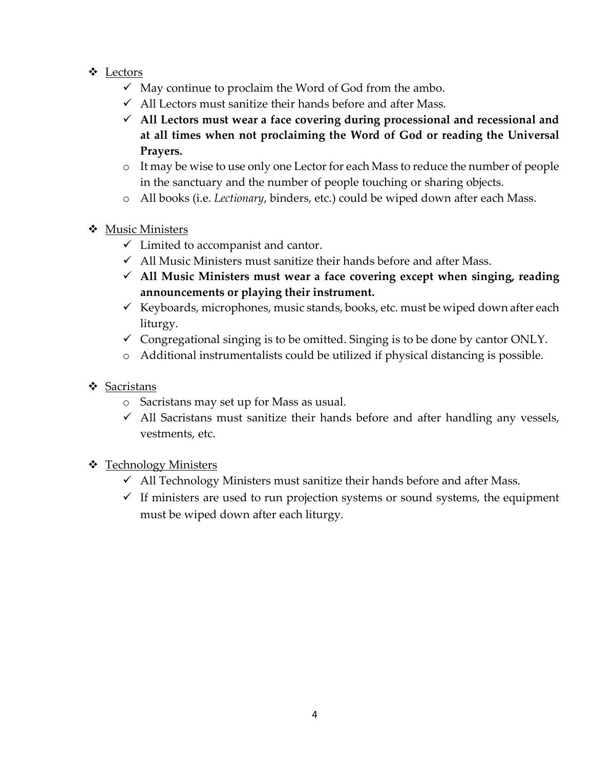- <u>Lectors</u>
  - ✓ May continue to proclaim the Word of God from the ambo.
  - ✓ All Lectors must sanitize their hands before and after Mass.
  - ✓ **All Lectors must wear a face covering during processional and recessional and at all times when not proclaiming the Word of God or reading the Universal Prayers.**
  - o It may be wise to use only one Lector for each Mass to reduce the number of people in the sanctuary and the number of people touching or sharing objects.
  - o All books (i.e. *Lectionary*, binders, etc.) could be wiped down after each Mass.

- <u>Music Ministers</u>
  - ✓ Limited to accompanist and cantor.
  - ✓ All Music Ministers must sanitize their hands before and after Mass.
  - ✓ **All Music Ministers must wear a face covering except when singing, reading announcements or playing their instrument.**
  - ✓ Keyboards, microphones, music stands, books, etc. must be wiped down after each liturgy.
  - ✓ Congregational singing is to be omitted. Singing is to be done by cantor ONLY.
  - o Additional instrumentalists could be utilized if physical distancing is possible.

- <u>Sacristans</u>
  - o Sacristans may set up for Mass as usual.
  - ✓ All Sacristans must sanitize their hands before and after handling any vessels, vestments, etc.

- <u>Technology Ministers</u>
  - ✓ All Technology Ministers must sanitize their hands before and after Mass.
  - ✓ If ministers are used to run projection systems or sound systems, the equipment must be wiped down after each liturgy.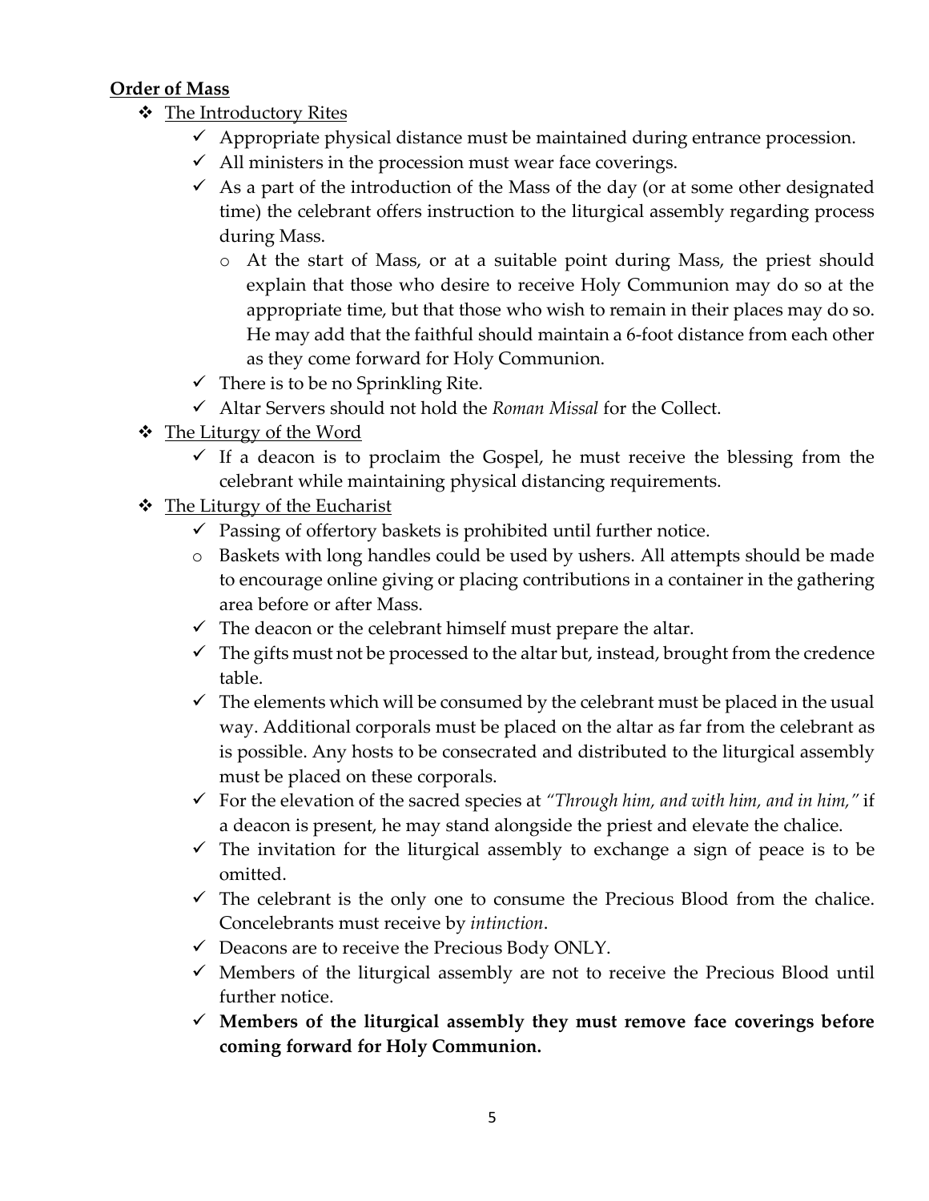**Order of Mass**

- The Introductory Rites
  - ✓ Appropriate physical distance must be maintained during entrance procession.
  - ✓ All ministers in the procession must wear face coverings.
  - ✓ As a part of the introduction of the Mass of the day (or at some other designated time) the celebrant offers instruction to the liturgical assembly regarding process during Mass.
    - At the start of Mass, or at a suitable point during Mass, the priest should explain that those who desire to receive Holy Communion may do so at the appropriate time, but that those who wish to remain in their places may do so. He may add that the faithful should maintain a 6-foot distance from each other as they come forward for Holy Communion.
  - ✓ There is to be no Sprinkling Rite.
  - ✓ Altar Servers should not hold the *Roman Missal* for the Collect.
- The Liturgy of the Word
  - ✓ If a deacon is to proclaim the Gospel, he must receive the blessing from the celebrant while maintaining physical distancing requirements.
- The Liturgy of the Eucharist
  - ✓ Passing of offertory baskets is prohibited until further notice.
  - Baskets with long handles could be used by ushers. All attempts should be made to encourage online giving or placing contributions in a container in the gathering area before or after Mass.
  - ✓ The deacon or the celebrant himself must prepare the altar.
  - ✓ The gifts must not be processed to the altar but, instead, brought from the credence table.
  - ✓ The elements which will be consumed by the celebrant must be placed in the usual way. Additional corporals must be placed on the altar as far from the celebrant as is possible. Any hosts to be consecrated and distributed to the liturgical assembly must be placed on these corporals.
  - ✓ For the elevation of the sacred species at *"Through him, and with him, and in him,"* if a deacon is present, he may stand alongside the priest and elevate the chalice.
  - ✓ The invitation for the liturgical assembly to exchange a sign of peace is to be omitted.
  - ✓ The celebrant is the only one to consume the Precious Blood from the chalice. Concelebrants must receive by *intinction*.
  - ✓ Deacons are to receive the Precious Body ONLY.
  - ✓ Members of the liturgical assembly are not to receive the Precious Blood until further notice.
  - ✓ **Members of the liturgical assembly they must remove face coverings before coming forward for Holy Communion.**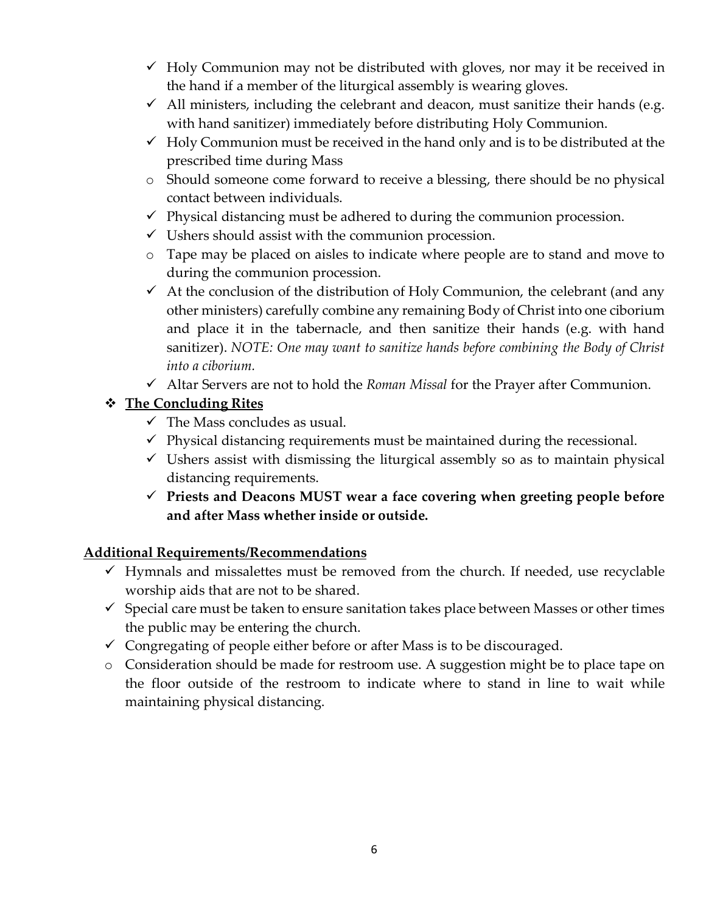- ✓ Holy Communion may not be distributed with gloves, nor may it be received in the hand if a member of the liturgical assembly is wearing gloves.
- ✓ All ministers, including the celebrant and deacon, must sanitize their hands (e.g. with hand sanitizer) immediately before distributing Holy Communion.
- ✓ Holy Communion must be received in the hand only and is to be distributed at the prescribed time during Mass
- o Should someone come forward to receive a blessing, there should be no physical contact between individuals.
- ✓ Physical distancing must be adhered to during the communion procession.
- ✓ Ushers should assist with the communion procession.
- o Tape may be placed on aisles to indicate where people are to stand and move to during the communion procession.
- ✓ At the conclusion of the distribution of Holy Communion, the celebrant (and any other ministers) carefully combine any remaining Body of Christ into one ciborium and place it in the tabernacle, and then sanitize their hands (e.g. with hand sanitizer). *NOTE: One may want to sanitize hands before combining the Body of Christ into a ciborium.*
- ✓ Altar Servers are not to hold the *Roman Missal* for the Prayer after Communion.

❖ **The Concluding Rites**

- ✓ The Mass concludes as usual.
- ✓ Physical distancing requirements must be maintained during the recessional.
- ✓ Ushers assist with dismissing the liturgical assembly so as to maintain physical distancing requirements.
- ✓ **Priests and Deacons MUST wear a face covering when greeting people before and after Mass whether inside or outside.**

**Additional Requirements/Recommendations**

- ✓ Hymnals and missalettes must be removed from the church. If needed, use recyclable worship aids that are not to be shared.
- ✓ Special care must be taken to ensure sanitation takes place between Masses or other times the public may be entering the church.
- ✓ Congregating of people either before or after Mass is to be discouraged.
- o Consideration should be made for restroom use. A suggestion might be to place tape on the floor outside of the restroom to indicate where to stand in line to wait while maintaining physical distancing.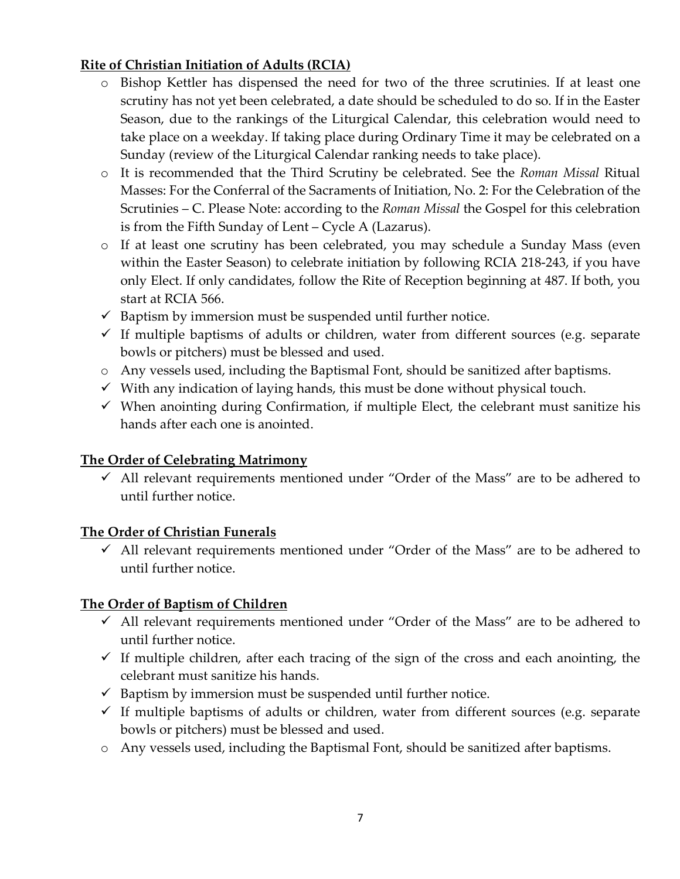**Rite of Christian Initiation of Adults (RCIA)**

- o Bishop Kettler has dispensed the need for two of the three scrutinies. If at least one scrutiny has not yet been celebrated, a date should be scheduled to do so. If in the Easter Season, due to the rankings of the Liturgical Calendar, this celebration would need to take place on a weekday. If taking place during Ordinary Time it may be celebrated on a Sunday (review of the Liturgical Calendar ranking needs to take place).
- o It is recommended that the Third Scrutiny be celebrated. See the *Roman Missal* Ritual Masses: For the Conferral of the Sacraments of Initiation, No. 2: For the Celebration of the Scrutinies – C. Please Note: according to the *Roman Missal* the Gospel for this celebration is from the Fifth Sunday of Lent – Cycle A (Lazarus).
- o If at least one scrutiny has been celebrated, you may schedule a Sunday Mass (even within the Easter Season) to celebrate initiation by following RCIA 218-243, if you have only Elect. If only candidates, follow the Rite of Reception beginning at 487. If both, you start at RCIA 566.
- ✓ Baptism by immersion must be suspended until further notice.
- ✓ If multiple baptisms of adults or children, water from different sources (e.g. separate bowls or pitchers) must be blessed and used.
- o Any vessels used, including the Baptismal Font, should be sanitized after baptisms.
- ✓ With any indication of laying hands, this must be done without physical touch.
- ✓ When anointing during Confirmation, if multiple Elect, the celebrant must sanitize his hands after each one is anointed.

**The Order of Celebrating Matrimony**

- ✓ All relevant requirements mentioned under "Order of the Mass" are to be adhered to until further notice.

**The Order of Christian Funerals**

- ✓ All relevant requirements mentioned under "Order of the Mass" are to be adhered to until further notice.

**The Order of Baptism of Children**

- ✓ All relevant requirements mentioned under "Order of the Mass" are to be adhered to until further notice.
- ✓ If multiple children, after each tracing of the sign of the cross and each anointing, the celebrant must sanitize his hands.
- ✓ Baptism by immersion must be suspended until further notice.
- ✓ If multiple baptisms of adults or children, water from different sources (e.g. separate bowls or pitchers) must be blessed and used.
- o Any vessels used, including the Baptismal Font, should be sanitized after baptisms.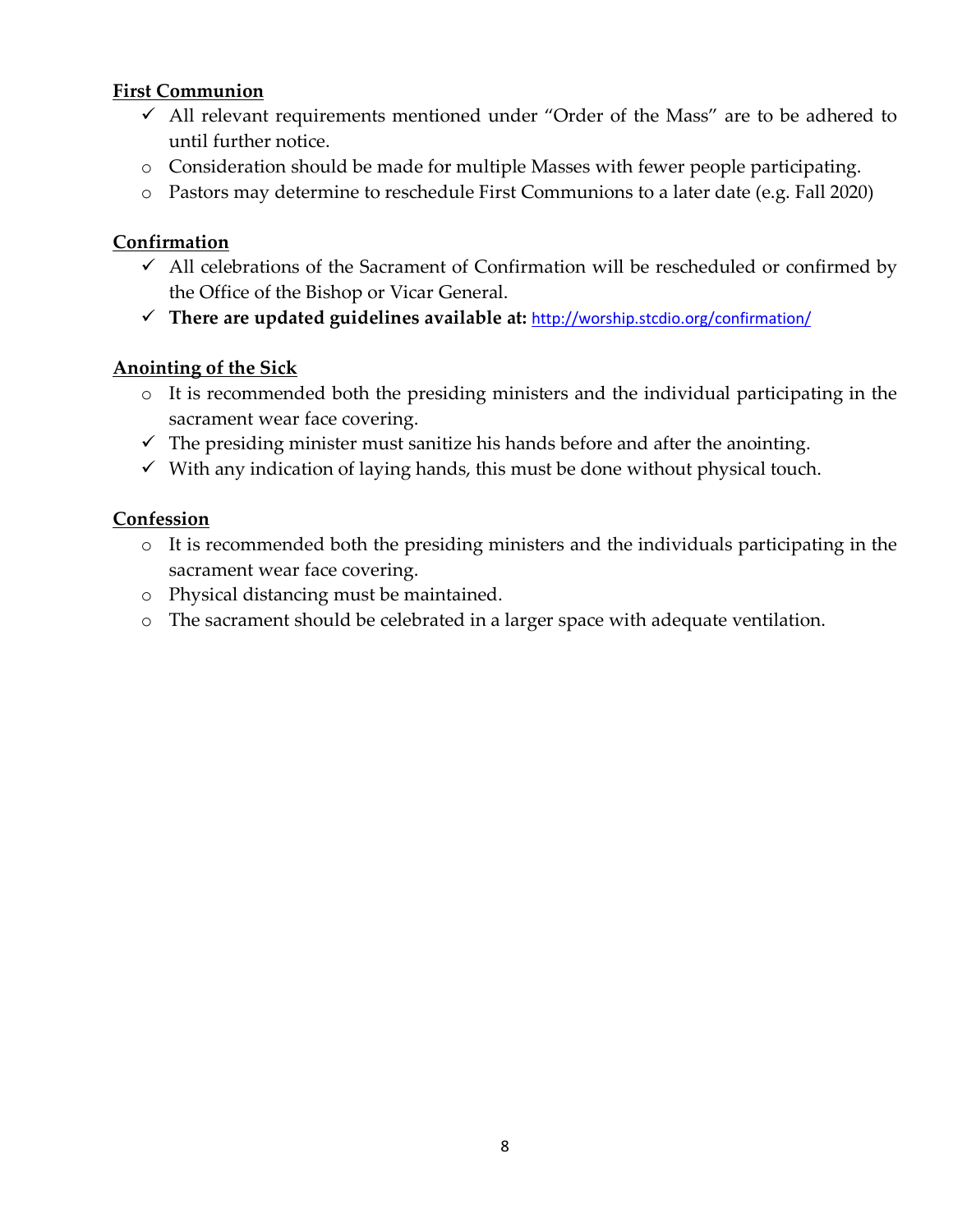**First Communion**

- ✓ All relevant requirements mentioned under "Order of the Mass" are to be adhered to until further notice.
- o Consideration should be made for multiple Masses with fewer people participating.
- o Pastors may determine to reschedule First Communions to a later date (e.g. Fall 2020)

**Confirmation**

- ✓ All celebrations of the Sacrament of Confirmation will be rescheduled or confirmed by the Office of the Bishop or Vicar General.
- ✓ **There are updated guidelines available at:** http://worship.stcdio.org/confirmation/

**Anointing of the Sick**

- o It is recommended both the presiding ministers and the individual participating in the sacrament wear face covering.
- ✓ The presiding minister must sanitize his hands before and after the anointing.
- ✓ With any indication of laying hands, this must be done without physical touch.

**Confession**

- o It is recommended both the presiding ministers and the individuals participating in the sacrament wear face covering.
- o Physical distancing must be maintained.
- o The sacrament should be celebrated in a larger space with adequate ventilation.